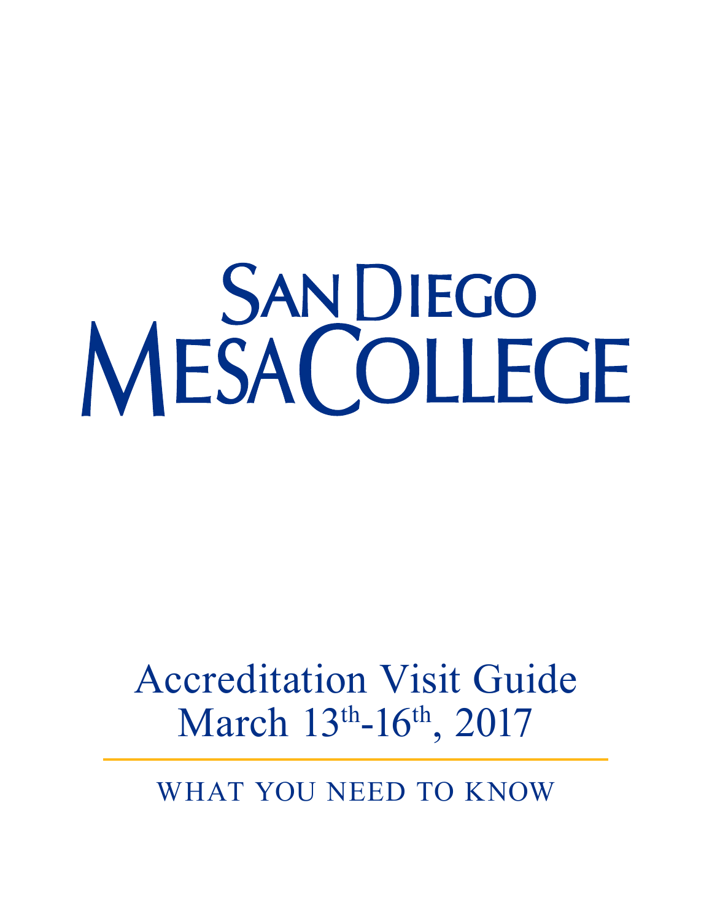# San Diego Mesa College

## Accreditation Visit Guide
## March 13th-16th, 2017

WHAT YOU NEED TO KNOW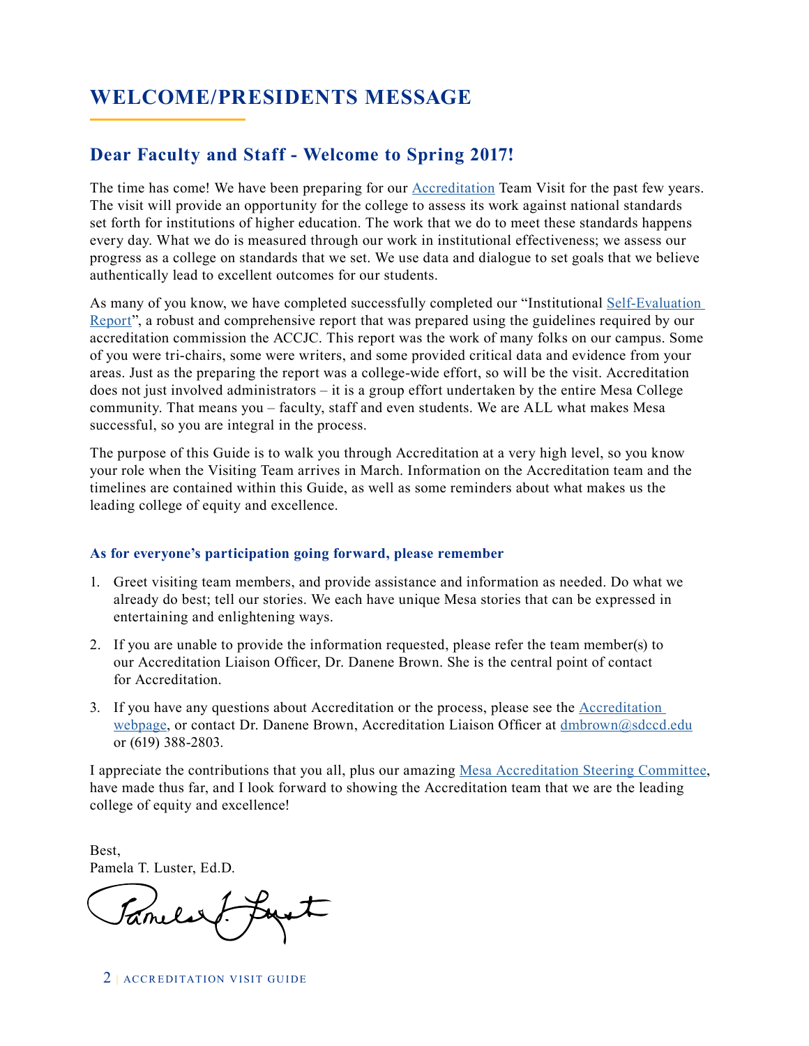# WELCOME/PRESIDENTS MESSAGE

## Dear Faculty and Staff - Welcome to Spring 2017!

The time has come! We have been preparing for our Accreditation Team Visit for the past few years. The visit will provide an opportunity for the college to assess its work against national standards set forth for institutions of higher education. The work that we do to meet these standards happens every day. What we do is measured through our work in institutional effectiveness; we assess our progress as a college on standards that we set. We use data and dialogue to set goals that we believe authentically lead to excellent outcomes for our students.

As many of you know, we have completed successfully completed our "Institutional Self-Evaluation Report", a robust and comprehensive report that was prepared using the guidelines required by our accreditation commission the ACCJC. This report was the work of many folks on our campus. Some of you were tri-chairs, some were writers, and some provided critical data and evidence from your areas. Just as the preparing the report was a college-wide effort, so will be the visit. Accreditation does not just involved administrators – it is a group effort undertaken by the entire Mesa College community. That means you – faculty, staff and even students. We are ALL what makes Mesa successful, so you are integral in the process.

The purpose of this Guide is to walk you through Accreditation at a very high level, so you know your role when the Visiting Team arrives in March. Information on the Accreditation team and the timelines are contained within this Guide, as well as some reminders about what makes us the leading college of equity and excellence.

### As for everyone's participation going forward, please remember

1. Greet visiting team members, and provide assistance and information as needed. Do what we already do best; tell our stories. We each have unique Mesa stories that can be expressed in entertaining and enlightening ways.
2. If you are unable to provide the information requested, please refer the team member(s) to our Accreditation Liaison Officer, Dr. Danene Brown. She is the central point of contact for Accreditation.
3. If you have any questions about Accreditation or the process, please see the Accreditation webpage, or contact Dr. Danene Brown, Accreditation Liaison Officer at dmbrown@sdccd.edu or (619) 388-2803.

I appreciate the contributions that you all, plus our amazing Mesa Accreditation Steering Committee, have made thus far, and I look forward to showing the Accreditation team that we are the leading college of equity and excellence!

Best,
Pamela T. Luster, Ed.D.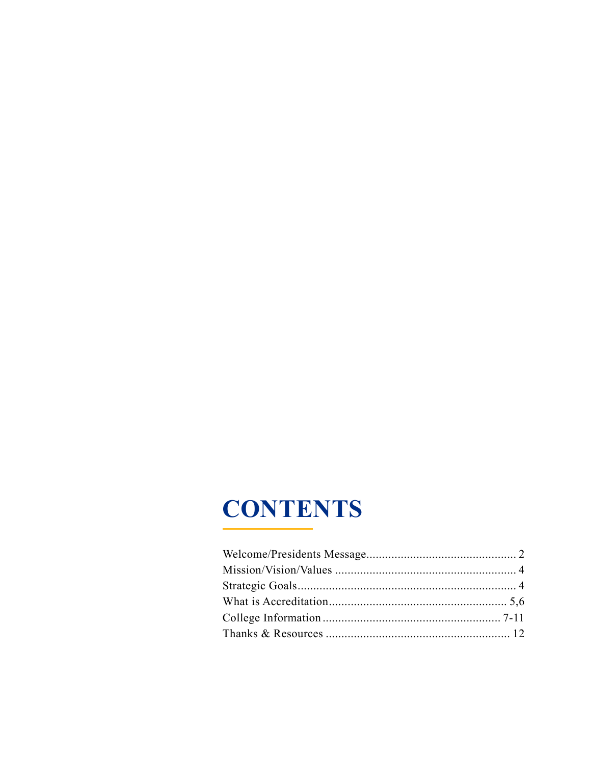# CONTENTS

| | |
|---|---|
| Welcome/Presidents Message | 2 |
| Mission/Vision/Values | 4 |
| Strategic Goals | 4 |
| What is Accreditation | 5,6 |
| College Information | 7-11 |
| Thanks & Resources | 12 |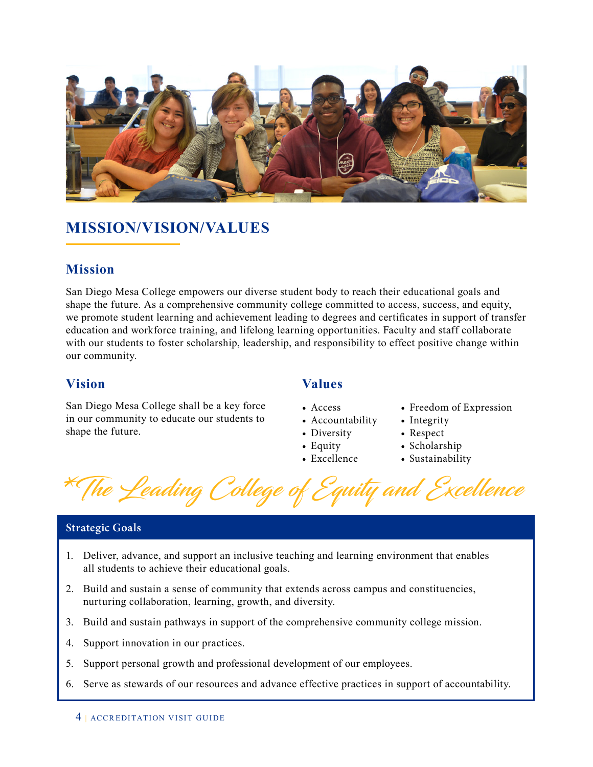## MISSION/VISION/VALUES

### Mission

San Diego Mesa College empowers our diverse student body to reach their educational goals and shape the future. As a comprehensive community college committed to access, success, and equity, we promote student learning and achievement leading to degrees and certificates in support of transfer education and workforce training, and lifelong learning opportunities. Faculty and staff collaborate with our students to foster scholarship, leadership, and responsibility to effect positive change within our community.

### Vision

San Diego Mesa College shall be a key force in our community to educate our students to shape the future.

### Values

- Access
- Accountability
- Diversity
- Equity
- Excellence
- Freedom of Expression
- Integrity
- Respect
- Scholarship
- Sustainability

*The Leading College of Equity and Excellence*

### Strategic Goals

1. Deliver, advance, and support an inclusive teaching and learning environment that enables all students to achieve their educational goals.
2. Build and sustain a sense of community that extends across campus and constituencies, nurturing collaboration, learning, growth, and diversity.
3. Build and sustain pathways in support of the comprehensive community college mission.
4. Support innovation in our practices.
5. Support personal growth and professional development of our employees.
6. Serve as stewards of our resources and advance effective practices in support of accountability.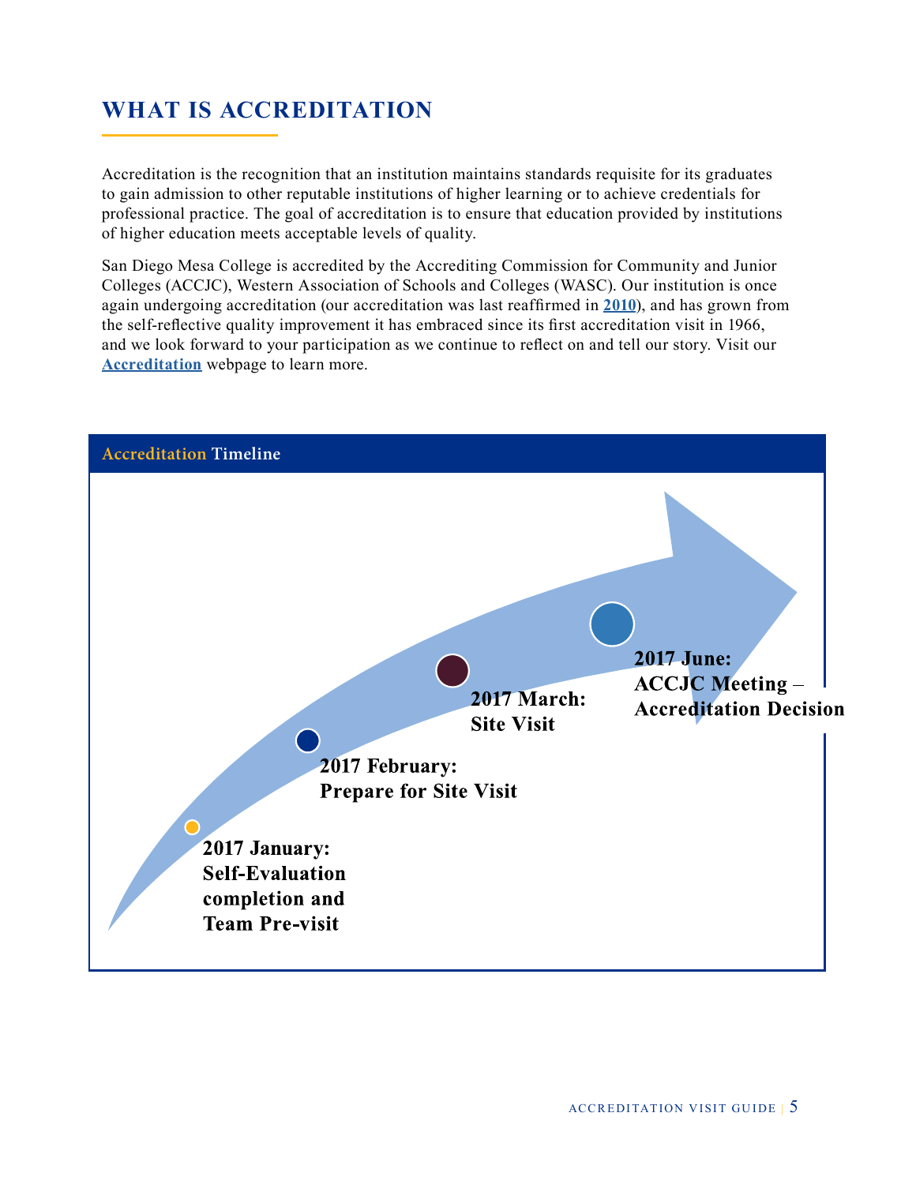# WHAT IS ACCREDITATION

Accreditation is the recognition that an institution maintains standards requisite for its graduates to gain admission to other reputable institutions of higher learning or to achieve credentials for professional practice. The goal of accreditation is to ensure that education provided by institutions of higher education meets acceptable levels of quality.

San Diego Mesa College is accredited by the Accrediting Commission for Community and Junior Colleges (ACCJC), Western Association of Schools and Colleges (WASC). Our institution is once again undergoing accreditation (our accreditation was last reaffirmed in **2010**), and has grown from the self-reflective quality improvement it has embraced since its first accreditation visit in 1966, and we look forward to your participation as we continue to reflect on and tell our story. Visit our **Accreditation** webpage to learn more.

## Accreditation Timeline

**2017 January:** Self-Evaluation completion and Team Pre-visit

**2017 February:** Prepare for Site Visit

**2017 March:** Site Visit

**2017 June:** ACCJC Meeting – Accreditation Decision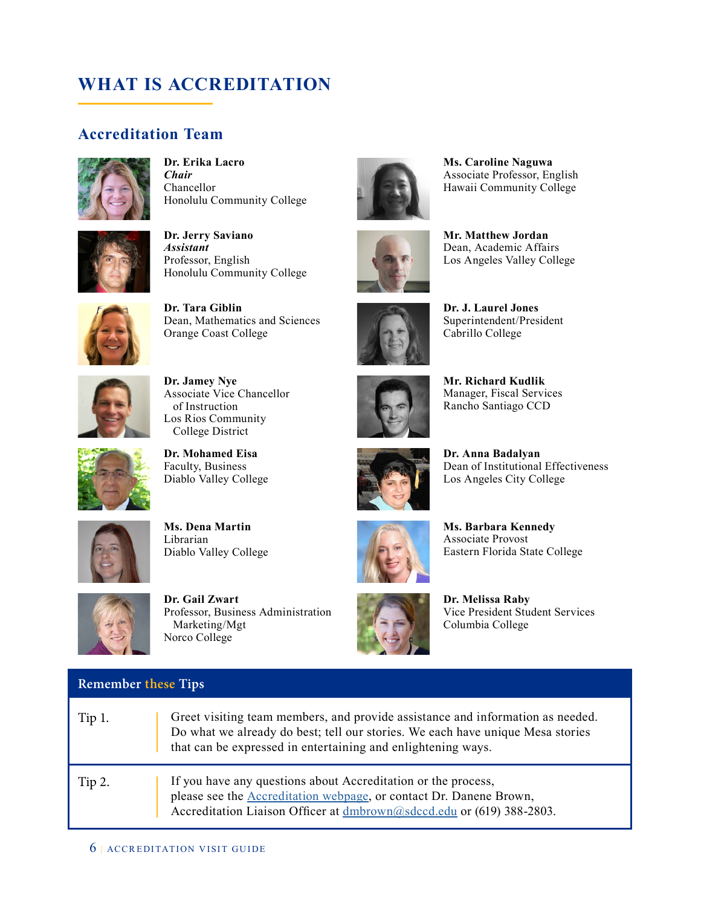# WHAT IS ACCREDITATION

## Accreditation Team

**Dr. Erika Lacro**
***Chair***
Chancellor
Honolulu Community College

**Dr. Jerry Saviano**
***Assistant***
Professor, English
Honolulu Community College

**Dr. Tara Giblin**
Dean, Mathematics and Sciences
Orange Coast College

**Dr. Jamey Nye**
Associate Vice Chancellor of Instruction
Los Rios Community College District

**Dr. Mohamed Eisa**
Faculty, Business
Diablo Valley College

**Ms. Dena Martin**
Librarian
Diablo Valley College

**Dr. Gail Zwart**
Professor, Business Administration Marketing/Mgt
Norco College

**Ms. Caroline Naguwa**
Associate Professor, English
Hawaii Community College

**Mr. Matthew Jordan**
Dean, Academic Affairs
Los Angeles Valley College

**Dr. J. Laurel Jones**
Superintendent/President
Cabrillo College

**Mr. Richard Kudlik**
Manager, Fiscal Services
Rancho Santiago CCD

**Dr. Anna Badalyan**
Dean of Institutional Effectiveness
Los Angeles City College

**Ms. Barbara Kennedy**
Associate Provost
Eastern Florida State College

**Dr. Melissa Raby**
Vice President Student Services
Columbia College

### Remember these Tips

| | |
|---|---|
| Tip 1. | Greet visiting team members, and provide assistance and information as needed. Do what we already do best; tell our stories. We each have unique Mesa stories that can be expressed in entertaining and enlightening ways. |
| Tip 2. | If you have any questions about Accreditation or the process, please see the Accreditation webpage, or contact Dr. Danene Brown, Accreditation Liaison Officer at dmbrown@sdccd.edu or (619) 388-2803. |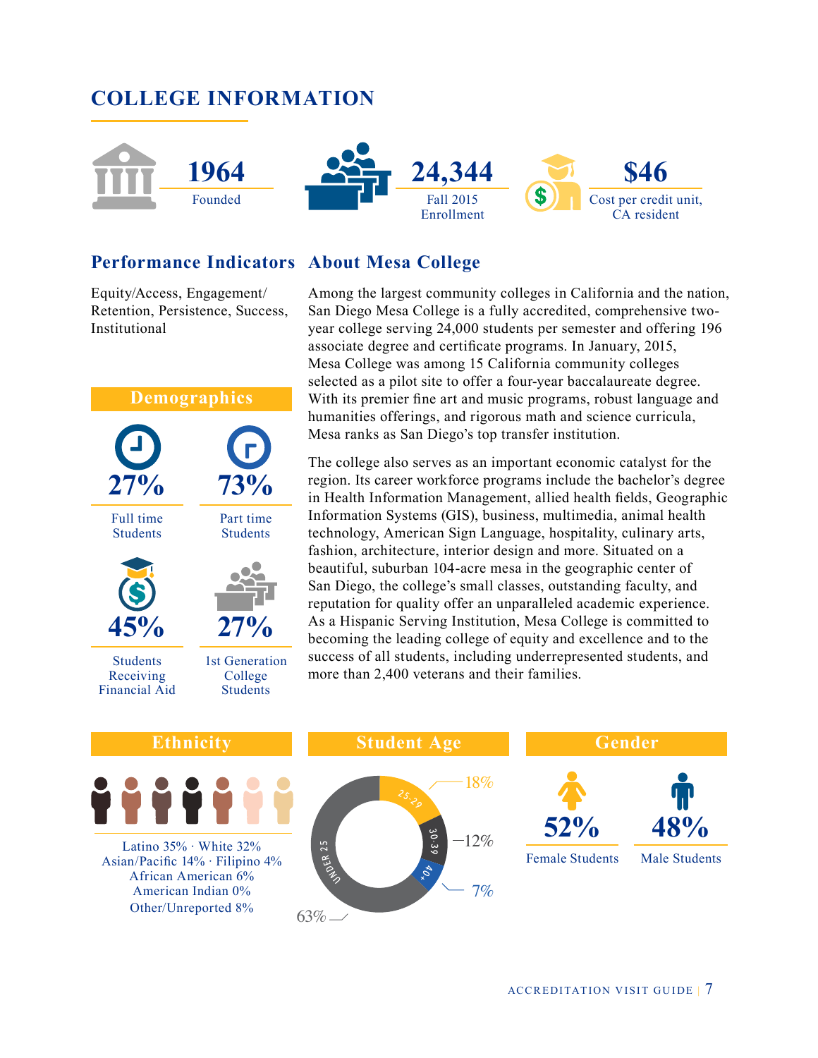## COLLEGE INFORMATION

**1964**
Founded

**24,344**
Fall 2015 Enrollment

**$46**
Cost per credit unit, CA resident

### Performance Indicators

Equity/Access, Engagement/ Retention, Persistence, Success, Institutional

### About Mesa College

Among the largest community colleges in California and the nation, San Diego Mesa College is a fully accredited, comprehensive two-year college serving 24,000 students per semester and offering 196 associate degree and certificate programs. In January, 2015, Mesa College was among 15 California community colleges selected as a pilot site to offer a four-year baccalaureate degree. With its premier fine art and music programs, robust language and humanities offerings, and rigorous math and science curricula, Mesa ranks as San Diego's top transfer institution.

The college also serves as an important economic catalyst for the region. Its career workforce programs include the bachelor's degree in Health Information Management, allied health fields, Geographic Information Systems (GIS), business, multimedia, animal health technology, American Sign Language, hospitality, culinary arts, fashion, architecture, interior design and more. Situated on a beautiful, suburban 104-acre mesa in the geographic center of San Diego, the college's small classes, outstanding faculty, and reputation for quality offer an unparalleled academic experience. As a Hispanic Serving Institution, Mesa College is committed to becoming the leading college of equity and excellence and to the success of all students, including underrepresented students, and more than 2,400 veterans and their families.

### Demographics

**27%**
Full time Students

**73%**
Part time Students

**45%**
Students Receiving Financial Aid

**27%**
1st Generation College Students

### Ethnicity

Latino 35% · White 32%
Asian/Pacific 14% · Filipino 4%
African American 6%
American Indian 0%
Other/Unreported 8%

### Student Age

- Under 25: 63%
- 25-29: 18%
- 30-39: 12%
- 40+: 7%

### Gender

**52%**
Female Students

**48%**
Male Students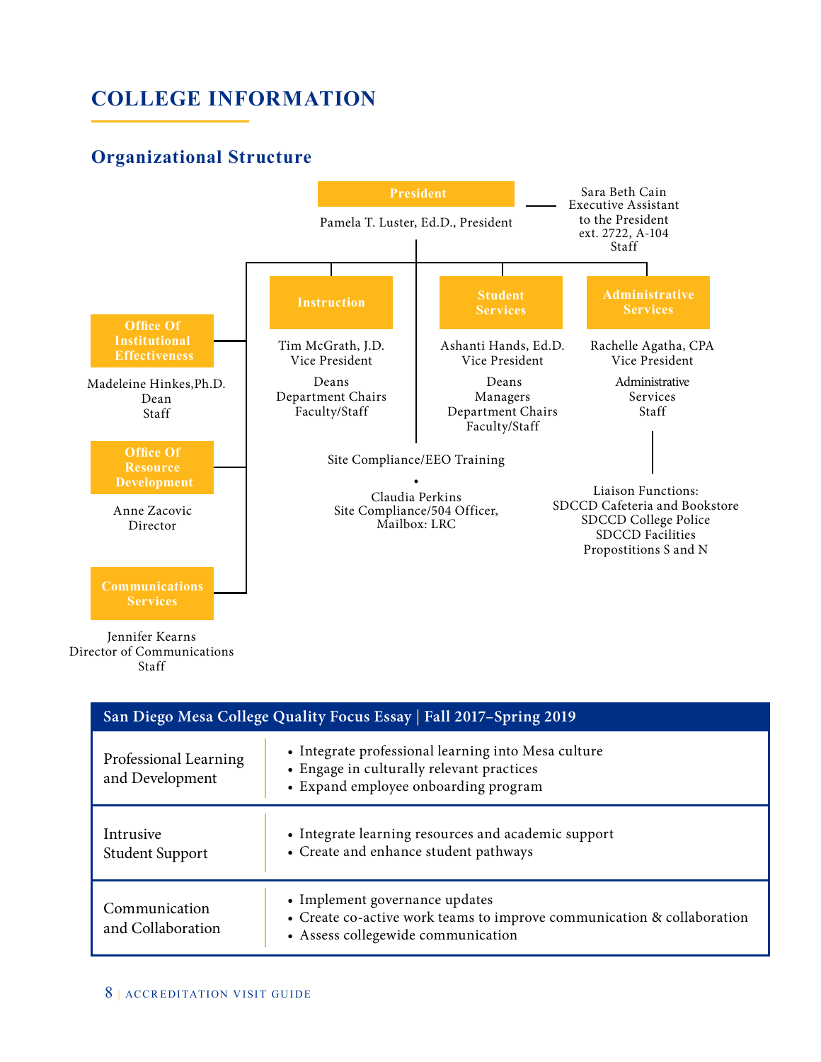# COLLEGE INFORMATION

## Organizational Structure

**President**

Pamela T. Luster, Ed.D., President

Sara Beth Cain
Executive Assistant
to the President
ext. 2722, A-104
Staff

**Office Of Institutional Effectiveness**

Madeleine Hinkes, Ph.D.
Dean
Staff

**Office Of Resource Development**

Anne Zacovic
Director

**Communications Services**

Jennifer Kearns
Director of Communications
Staff

**Instruction**

Tim McGrath, J.D.
Vice President

Deans
Department Chairs
Faculty/Staff

**Student Services**

Ashanti Hands, Ed.D.
Vice President

Deans
Managers
Department Chairs
Faculty/Staff

**Administrative Services**

Rachelle Agatha, CPA
Vice President

Administrative
Services
Staff

Liaison Functions:
SDCCD Cafeteria and Bookstore
SDCCD College Police
SDCCD Facilities
Propostitions S and N

Site Compliance/EEO Training

•

Claudia Perkins
Site Compliance/504 Officer,
Mailbox: LRC

| San Diego Mesa College Quality Focus Essay \| Fall 2017–Spring 2019 | |
|---|---|
| Professional Learning and Development | • Integrate professional learning into Mesa culture<br>• Engage in culturally relevant practices<br>• Expand employee onboarding program |
| Intrusive Student Support | • Integrate learning resources and academic support<br>• Create and enhance student pathways |
| Communication and Collaboration | • Implement governance updates<br>• Create co-active work teams to improve communication & collaboration<br>• Assess collegewide communication |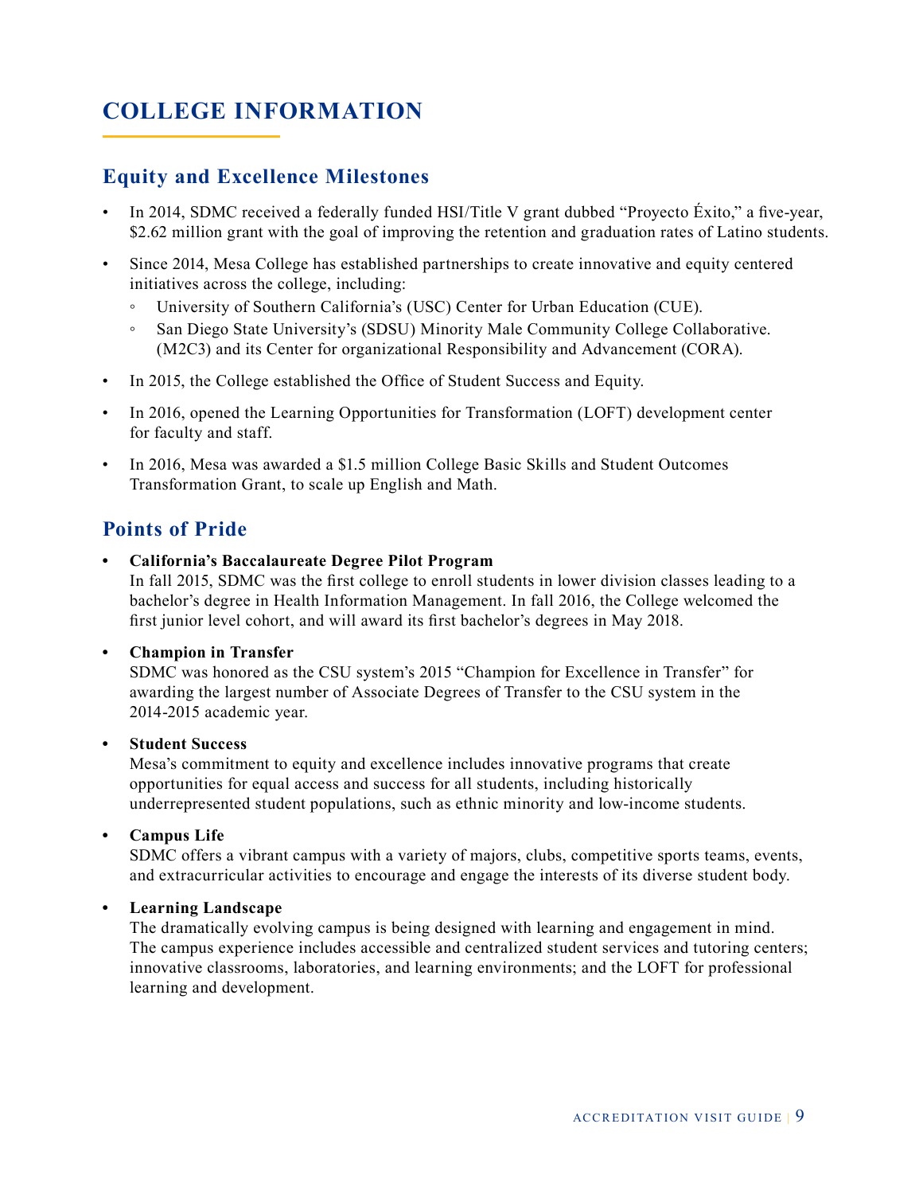# COLLEGE INFORMATION

## Equity and Excellence Milestones

- In 2014, SDMC received a federally funded HSI/Title V grant dubbed "Proyecto Éxito," a five-year, $2.62 million grant with the goal of improving the retention and graduation rates of Latino students.
- Since 2014, Mesa College has established partnerships to create innovative and equity centered initiatives across the college, including:
  - University of Southern California's (USC) Center for Urban Education (CUE).
  - San Diego State University's (SDSU) Minority Male Community College Collaborative. (M2C3) and its Center for organizational Responsibility and Advancement (CORA).
- In 2015, the College established the Office of Student Success and Equity.
- In 2016, opened the Learning Opportunities for Transformation (LOFT) development center for faculty and staff.
- In 2016, Mesa was awarded a $1.5 million College Basic Skills and Student Outcomes Transformation Grant, to scale up English and Math.

## Points of Pride

- **California's Baccalaureate Degree Pilot Program**
  In fall 2015, SDMC was the first college to enroll students in lower division classes leading to a bachelor's degree in Health Information Management. In fall 2016, the College welcomed the first junior level cohort, and will award its first bachelor's degrees in May 2018.
- **Champion in Transfer**
  SDMC was honored as the CSU system's 2015 "Champion for Excellence in Transfer" for awarding the largest number of Associate Degrees of Transfer to the CSU system in the 2014-2015 academic year.
- **Student Success**
  Mesa's commitment to equity and excellence includes innovative programs that create opportunities for equal access and success for all students, including historically underrepresented student populations, such as ethnic minority and low-income students.
- **Campus Life**
  SDMC offers a vibrant campus with a variety of majors, clubs, competitive sports teams, events, and extracurricular activities to encourage and engage the interests of its diverse student body.
- **Learning Landscape**
  The dramatically evolving campus is being designed with learning and engagement in mind. The campus experience includes accessible and centralized student services and tutoring centers; innovative classrooms, laboratories, and learning environments; and the LOFT for professional learning and development.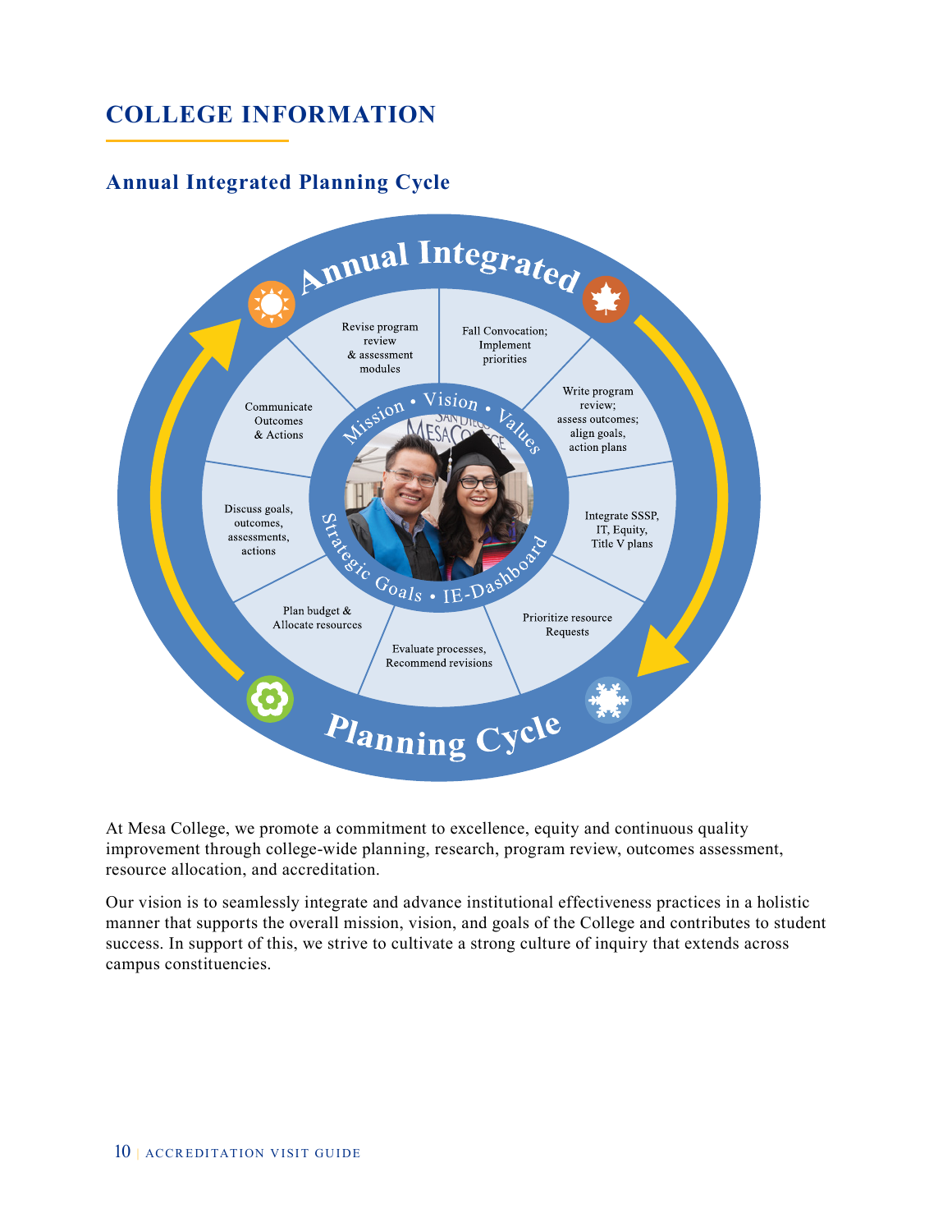# COLLEGE INFORMATION

## Annual Integrated Planning Cycle

Annual Integrated Planning Cycle

- Fall Convocation; Implement priorities
- Write program review; assess outcomes; align goals, action plans
- Integrate SSSP, IT, Equity, Title V plans
- Prioritize resource Requests
- Evaluate processes, Recommend revisions
- Plan budget & Allocate resources
- Discuss goals, outcomes, assessments, actions
- Communicate Outcomes & Actions
- Revise program review & assessment modules

Mission • Vision • Values

Strategic Goals • IE-Dashboard

At Mesa College, we promote a commitment to excellence, equity and continuous quality improvement through college-wide planning, research, program review, outcomes assessment, resource allocation, and accreditation.

Our vision is to seamlessly integrate and advance institutional effectiveness practices in a holistic manner that supports the overall mission, vision, and goals of the College and contributes to student success. In support of this, we strive to cultivate a strong culture of inquiry that extends across campus constituencies.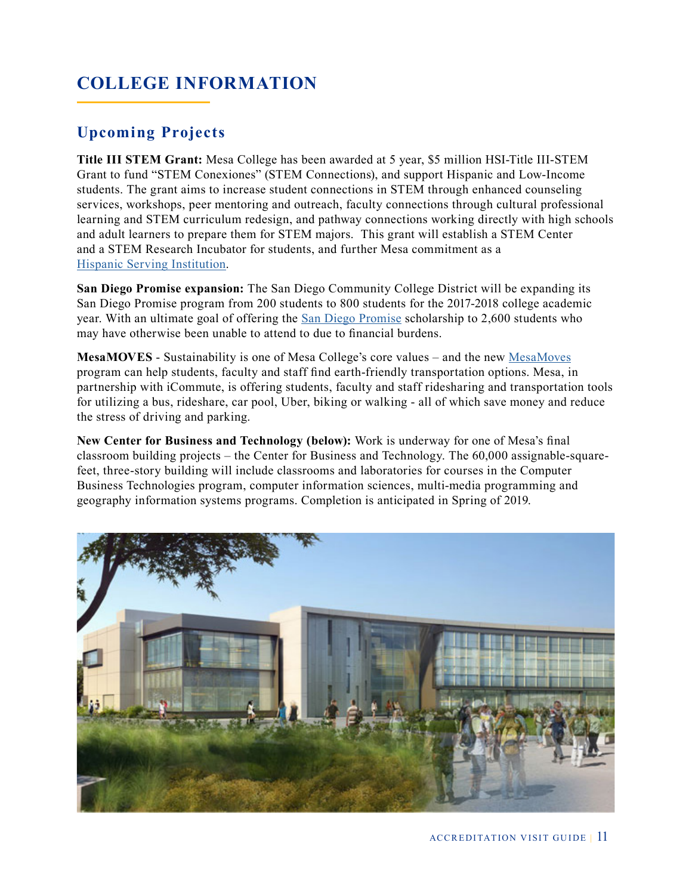# COLLEGE INFORMATION

## Upcoming Projects

**Title III STEM Grant:** Mesa College has been awarded at 5 year, $5 million HSI-Title III-STEM Grant to fund "STEM Conexiones" (STEM Connections), and support Hispanic and Low-Income students. The grant aims to increase student connections in STEM through enhanced counseling services, workshops, peer mentoring and outreach, faculty connections through cultural professional learning and STEM curriculum redesign, and pathway connections working directly with high schools and adult learners to prepare them for STEM majors. This grant will establish a STEM Center and a STEM Research Incubator for students, and further Mesa commitment as a Hispanic Serving Institution.

**San Diego Promise expansion:** The San Diego Community College District will be expanding its San Diego Promise program from 200 students to 800 students for the 2017-2018 college academic year. With an ultimate goal of offering the San Diego Promise scholarship to 2,600 students who may have otherwise been unable to attend to due to financial burdens.

**MesaMOVES** - Sustainability is one of Mesa College's core values – and the new MesaMoves program can help students, faculty and staff find earth-friendly transportation options. Mesa, in partnership with iCommute, is offering students, faculty and staff ridesharing and transportation tools for utilizing a bus, rideshare, car pool, Uber, biking or walking - all of which save money and reduce the stress of driving and parking.

**New Center for Business and Technology (below):** Work is underway for one of Mesa's final classroom building projects – the Center for Business and Technology. The 60,000 assignable-square-feet, three-story building will include classrooms and laboratories for courses in the Computer Business Technologies program, computer information sciences, multi-media programming and geography information systems programs. Completion is anticipated in Spring of 2019.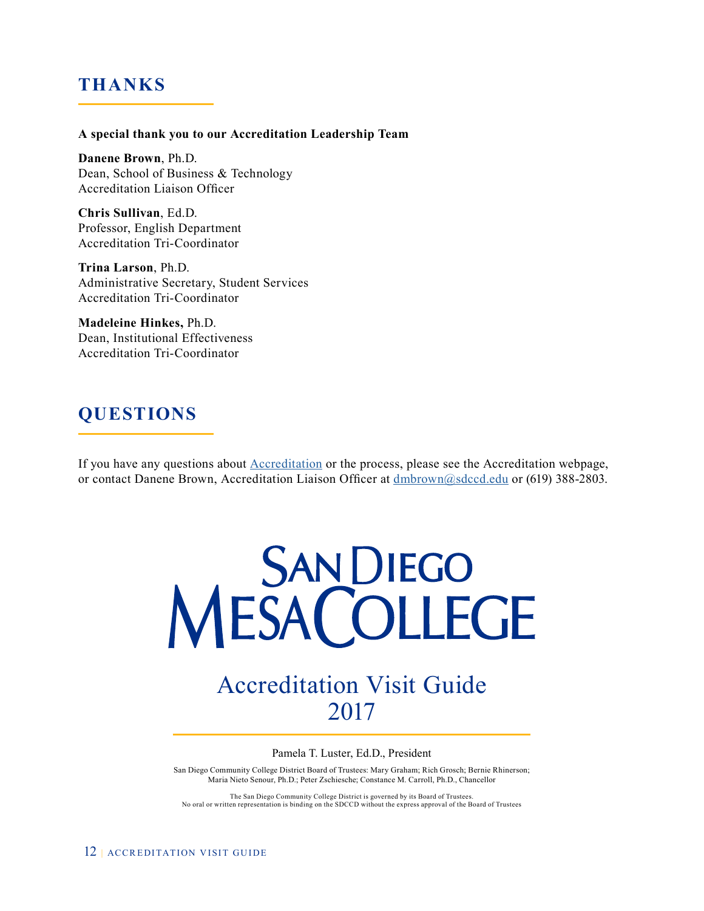## THANKS

**A special thank you to our Accreditation Leadership Team**

**Danene Brown**, Ph.D.
Dean, School of Business & Technology
Accreditation Liaison Officer

**Chris Sullivan**, Ed.D.
Professor, English Department
Accreditation Tri-Coordinator

**Trina Larson**, Ph.D.
Administrative Secretary, Student Services
Accreditation Tri-Coordinator

**Madeleine Hinkes,** Ph.D.
Dean, Institutional Effectiveness
Accreditation Tri-Coordinator

## QUESTIONS

If you have any questions about Accreditation or the process, please see the Accreditation webpage, or contact Danene Brown, Accreditation Liaison Officer at dmbrown@sdccd.edu or (619) 388-2803.

San Diego Mesa College

# Accreditation Visit Guide 2017

Pamela T. Luster, Ed.D., President

San Diego Community College District Board of Trustees: Mary Graham; Rich Grosch; Bernie Rhinerson; Maria Nieto Senour, Ph.D.; Peter Zschiesche; Constance M. Carroll, Ph.D., Chancellor

The San Diego Community College District is governed by its Board of Trustees.
No oral or written representation is binding on the SDCCD without the express approval of the Board of Trustees